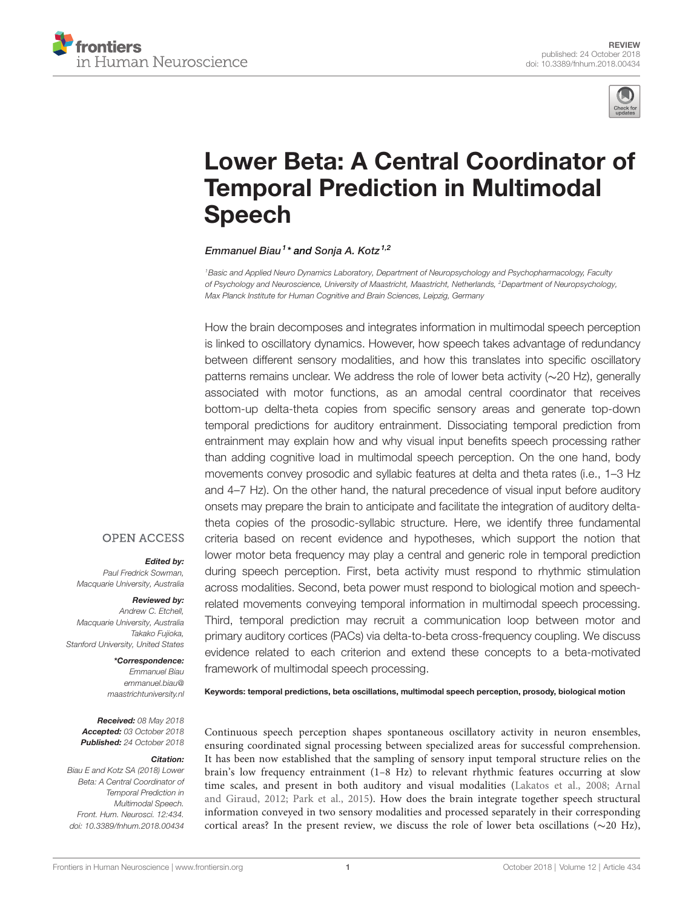REVIEW
published: 24 October 2018
doi: 10.3389/fnhum.2018.00434

# Lower Beta: A Central Coordinator of Temporal Prediction in Multimodal Speech

*Emmanuel Biau[1]\* and Sonja A. Kotz[1,2]*

[1] Basic and Applied Neuro Dynamics Laboratory, Department of Neuropsychology and Psychopharmacology, Faculty of Psychology and Neuroscience, University of Maastricht, Maastricht, Netherlands, [2] Department of Neuropsychology, Max Planck Institute for Human Cognitive and Brain Sciences, Leipzig, Germany

How the brain decomposes and integrates information in multimodal speech perception is linked to oscillatory dynamics. However, how speech takes advantage of redundancy between different sensory modalities, and how this translates into specific oscillatory patterns remains unclear. We address the role of lower beta activity (∼20 Hz), generally associated with motor functions, as an amodal central coordinator that receives bottom-up delta-theta copies from specific sensory areas and generate top-down temporal predictions for auditory entrainment. Dissociating temporal prediction from entrainment may explain how and why visual input benefits speech processing rather than adding cognitive load in multimodal speech perception. On the one hand, body movements convey prosodic and syllabic features at delta and theta rates (i.e., 1–3 Hz and 4–7 Hz). On the other hand, the natural precedence of visual input before auditory onsets may prepare the brain to anticipate and facilitate the integration of auditory delta-theta copies of the prosodic-syllabic structure. Here, we identify three fundamental criteria based on recent evidence and hypotheses, which support the notion that lower motor beta frequency may play a central and generic role in temporal prediction during speech perception. First, beta activity must respond to rhythmic stimulation across modalities. Second, beta power must respond to biological motion and speech-related movements conveying temporal information in multimodal speech processing. Third, temporal prediction may recruit a communication loop between motor and primary auditory cortices (PACs) via delta-to-beta cross-frequency coupling. We discuss evidence related to each criterion and extend these concepts to a beta-motivated framework of multimodal speech processing.

**Keywords: temporal predictions, beta oscillations, multimodal speech perception, prosody, biological motion**

OPEN ACCESS

***Edited by:***
Paul Fredrick Sowman,
Macquarie University, Australia

***Reviewed by:***
Andrew C. Etchell,
Macquarie University, Australia
Takako Fujioka,
Stanford University, United States

***\*Correspondence:***
Emmanuel Biau
emmanuel.biau@maastrichtuniversity.nl

***Received:*** 08 May 2018
***Accepted:*** 03 October 2018
***Published:*** 24 October 2018

***Citation:***
Biau E and Kotz SA (2018) Lower Beta: A Central Coordinator of Temporal Prediction in Multimodal Speech. Front. Hum. Neurosci. 12:434. doi: 10.3389/fnhum.2018.00434

Continuous speech perception shapes spontaneous oscillatory activity in neuron ensembles, ensuring coordinated signal processing between specialized areas for successful comprehension. It has been now established that the sampling of sensory input temporal structure relies on the brain's low frequency entrainment (1–8 Hz) to relevant rhythmic features occurring at slow time scales, and present in both auditory and visual modalities (Lakatos et al., 2008; Arnal and Giraud, 2012; Park et al., 2015). How does the brain integrate together speech structural information conveyed in two sensory modalities and processed separately in their corresponding cortical areas? In the present review, we discuss the role of lower beta oscillations (∼20 Hz),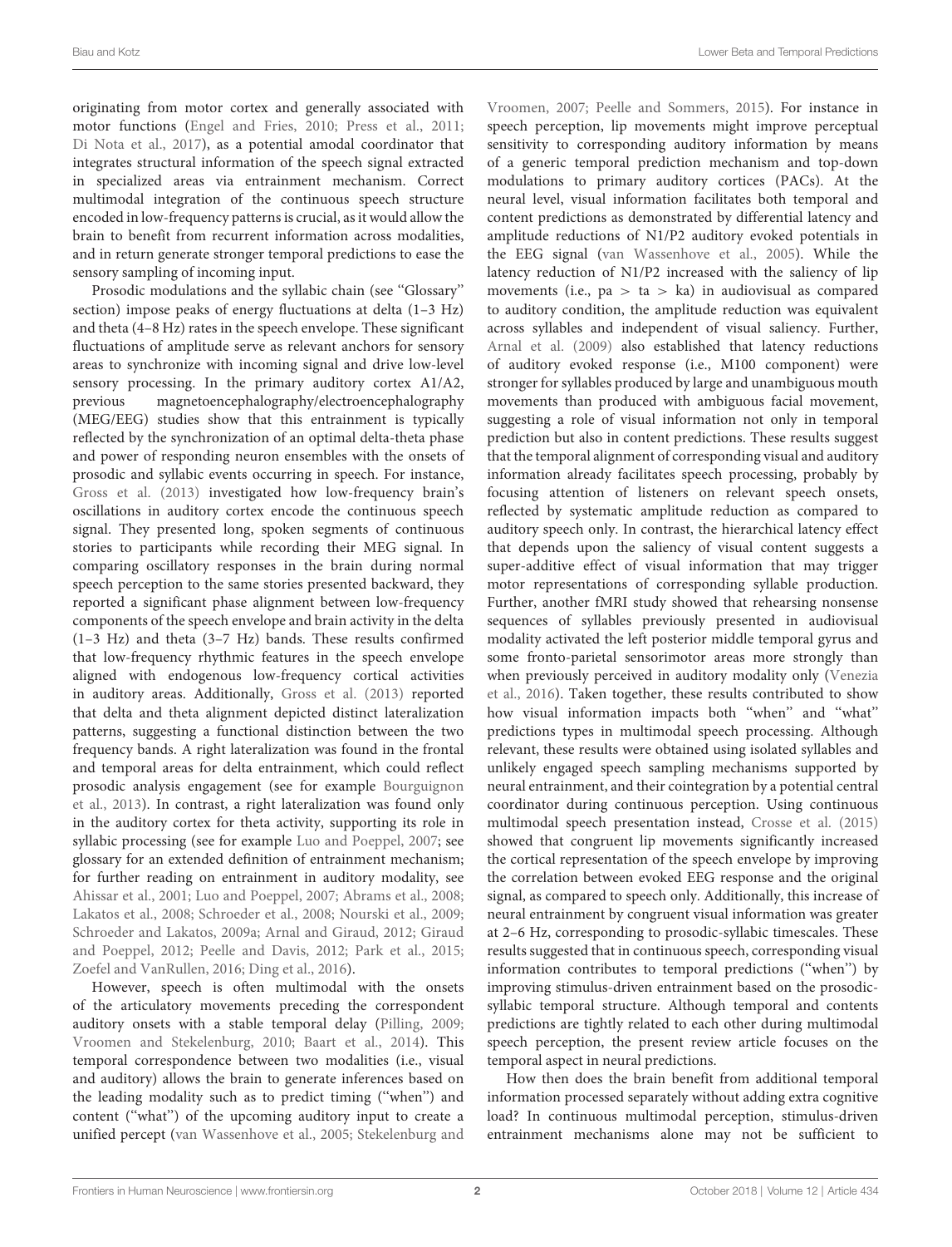originating from motor cortex and generally associated with motor functions (Engel and Fries, 2010; Press et al., 2011; Di Nota et al., 2017), as a potential amodal coordinator that integrates structural information of the speech signal extracted in specialized areas via entrainment mechanism. Correct multimodal integration of the continuous speech structure encoded in low-frequency patterns is crucial, as it would allow the brain to benefit from recurrent information across modalities, and in return generate stronger temporal predictions to ease the sensory sampling of incoming input.

Prosodic modulations and the syllabic chain (see "Glossary" section) impose peaks of energy fluctuations at delta (1–3 Hz) and theta (4–8 Hz) rates in the speech envelope. These significant fluctuations of amplitude serve as relevant anchors for sensory areas to synchronize with incoming signal and drive low-level sensory processing. In the primary auditory cortex A1/A2, previous magnetoencephalography/electroencephalography (MEG/EEG) studies show that this entrainment is typically reflected by the synchronization of an optimal delta-theta phase and power of responding neuron ensembles with the onsets of prosodic and syllabic events occurring in speech. For instance, Gross et al. (2013) investigated how low-frequency brain's oscillations in auditory cortex encode the continuous speech signal. They presented long, spoken segments of continuous stories to participants while recording their MEG signal. In comparing oscillatory responses in the brain during normal speech perception to the same stories presented backward, they reported a significant phase alignment between low-frequency components of the speech envelope and brain activity in the delta (1–3 Hz) and theta (3–7 Hz) bands. These results confirmed that low-frequency rhythmic features in the speech envelope aligned with endogenous low-frequency cortical activities in auditory areas. Additionally, Gross et al. (2013) reported that delta and theta alignment depicted distinct lateralization patterns, suggesting a functional distinction between the two frequency bands. A right lateralization was found in the frontal and temporal areas for delta entrainment, which could reflect prosodic analysis engagement (see for example Bourguignon et al., 2013). In contrast, a right lateralization was found only in the auditory cortex for theta activity, supporting its role in syllabic processing (see for example Luo and Poeppel, 2007; see glossary for an extended definition of entrainment mechanism; for further reading on entrainment in auditory modality, see Ahissar et al., 2001; Luo and Poeppel, 2007; Abrams et al., 2008; Lakatos et al., 2008; Schroeder et al., 2008; Nourski et al., 2009; Schroeder and Lakatos, 2009a; Arnal and Giraud, 2012; Giraud and Poeppel, 2012; Peelle and Davis, 2012; Park et al., 2015; Zoefel and VanRullen, 2016; Ding et al., 2016).

However, speech is often multimodal with the onsets of the articulatory movements preceding the correspondent auditory onsets with a stable temporal delay (Pilling, 2009; Vroomen and Stekelenburg, 2010; Baart et al., 2014). This temporal correspondence between two modalities (i.e., visual and auditory) allows the brain to generate inferences based on the leading modality such as to predict timing ("when") and content ("what") of the upcoming auditory input to create a unified percept (van Wassenhove et al., 2005; Stekelenburg and Vroomen, 2007; Peelle and Sommers, 2015). For instance in speech perception, lip movements might improve perceptual sensitivity to corresponding auditory information by means of a generic temporal prediction mechanism and top-down modulations to primary auditory cortices (PACs). At the neural level, visual information facilitates both temporal and content predictions as demonstrated by differential latency and amplitude reductions of N1/P2 auditory evoked potentials in the EEG signal (van Wassenhove et al., 2005). While the latency reduction of N1/P2 increased with the saliency of lip movements (i.e., pa > ta > ka) in audiovisual as compared to auditory condition, the amplitude reduction was equivalent across syllables and independent of visual saliency. Further, Arnal et al. (2009) also established that latency reductions of auditory evoked response (i.e., M100 component) were stronger for syllables produced by large and unambiguous mouth movements than produced with ambiguous facial movement, suggesting a role of visual information not only in temporal prediction but also in content predictions. These results suggest that the temporal alignment of corresponding visual and auditory information already facilitates speech processing, probably by focusing attention of listeners on relevant speech onsets, reflected by systematic amplitude reduction as compared to auditory speech only. In contrast, the hierarchical latency effect that depends upon the saliency of visual content suggests a super-additive effect of visual information that may trigger motor representations of corresponding syllable production. Further, another fMRI study showed that rehearsing nonsense sequences of syllables previously presented in audiovisual modality activated the left posterior middle temporal gyrus and some fronto-parietal sensorimotor areas more strongly than when previously perceived in auditory modality only (Venezia et al., 2016). Taken together, these results contributed to show how visual information impacts both "when" and "what" predictions types in multimodal speech processing. Although relevant, these results were obtained using isolated syllables and unlikely engaged speech sampling mechanisms supported by neural entrainment, and their cointegration by a potential central coordinator during continuous perception. Using continuous multimodal speech presentation instead, Crosse et al. (2015) showed that congruent lip movements significantly increased the cortical representation of the speech envelope by improving the correlation between evoked EEG response and the original signal, as compared to speech only. Additionally, this increase of neural entrainment by congruent visual information was greater at 2–6 Hz, corresponding to prosodic-syllabic timescales. These results suggested that in continuous speech, corresponding visual information contributes to temporal predictions ("when") by improving stimulus-driven entrainment based on the prosodic-syllabic temporal structure. Although temporal and contents predictions are tightly related to each other during multimodal speech perception, the present review article focuses on the temporal aspect in neural predictions.

How then does the brain benefit from additional temporal information processed separately without adding extra cognitive load? In continuous multimodal perception, stimulus-driven entrainment mechanisms alone may not be sufficient to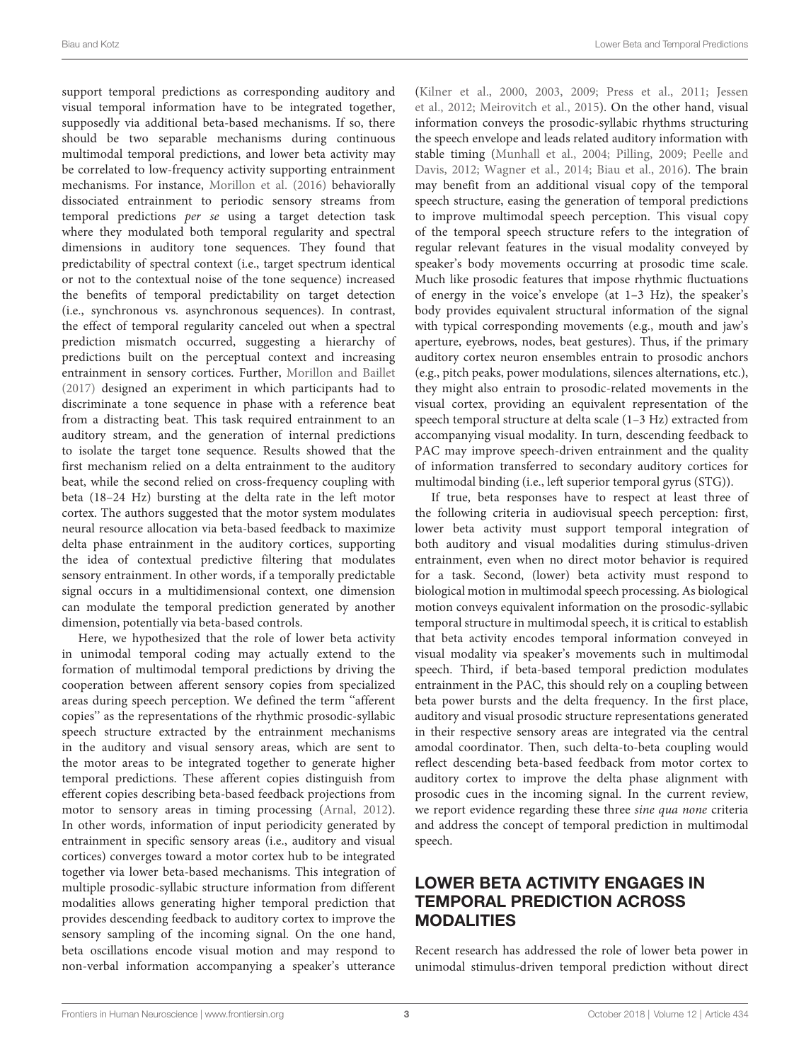support temporal predictions as corresponding auditory and visual temporal information have to be integrated together, supposedly via additional beta-based mechanisms. If so, there should be two separable mechanisms during continuous multimodal temporal predictions, and lower beta activity may be correlated to low-frequency activity supporting entrainment mechanisms. For instance, Morillon et al. (2016) behaviorally dissociated entrainment to periodic sensory streams from temporal predictions *per se* using a target detection task where they modulated both temporal regularity and spectral dimensions in auditory tone sequences. They found that predictability of spectral context (i.e., target spectrum identical or not to the contextual noise of the tone sequence) increased the benefits of temporal predictability on target detection (i.e., synchronous vs. asynchronous sequences). In contrast, the effect of temporal regularity canceled out when a spectral prediction mismatch occurred, suggesting a hierarchy of predictions built on the perceptual context and increasing entrainment in sensory cortices. Further, Morillon and Baillet (2017) designed an experiment in which participants had to discriminate a tone sequence in phase with a reference beat from a distracting beat. This task required entrainment to an auditory stream, and the generation of internal predictions to isolate the target tone sequence. Results showed that the first mechanism relied on a delta entrainment to the auditory beat, while the second relied on cross-frequency coupling with beta (18–24 Hz) bursting at the delta rate in the left motor cortex. The authors suggested that the motor system modulates neural resource allocation via beta-based feedback to maximize delta phase entrainment in the auditory cortices, supporting the idea of contextual predictive filtering that modulates sensory entrainment. In other words, if a temporally predictable signal occurs in a multidimensional context, one dimension can modulate the temporal prediction generated by another dimension, potentially via beta-based controls.

Here, we hypothesized that the role of lower beta activity in unimodal temporal coding may actually extend to the formation of multimodal temporal predictions by driving the cooperation between afferent sensory copies from specialized areas during speech perception. We defined the term "afferent copies" as the representations of the rhythmic prosodic-syllabic speech structure extracted by the entrainment mechanisms in the auditory and visual sensory areas, which are sent to the motor areas to be integrated together to generate higher temporal predictions. These afferent copies distinguish from efferent copies describing beta-based feedback projections from motor to sensory areas in timing processing (Arnal, 2012). In other words, information of input periodicity generated by entrainment in specific sensory areas (i.e., auditory and visual cortices) converges toward a motor cortex hub to be integrated together via lower beta-based mechanisms. This integration of multiple prosodic-syllabic structure information from different modalities allows generating higher temporal prediction that provides descending feedback to auditory cortex to improve the sensory sampling of the incoming signal. On the one hand, beta oscillations encode visual motion and may respond to non-verbal information accompanying a speaker's utterance (Kilner et al., 2000, 2003, 2009; Press et al., 2011; Jessen et al., 2012; Meirovitch et al., 2015). On the other hand, visual information conveys the prosodic-syllabic rhythms structuring the speech envelope and leads related auditory information with stable timing (Munhall et al., 2004; Pilling, 2009; Peelle and Davis, 2012; Wagner et al., 2014; Biau et al., 2016). The brain may benefit from an additional visual copy of the temporal speech structure, easing the generation of temporal predictions to improve multimodal speech perception. This visual copy of the temporal speech structure refers to the integration of regular relevant features in the visual modality conveyed by speaker's body movements occurring at prosodic time scale. Much like prosodic features that impose rhythmic fluctuations of energy in the voice's envelope (at 1–3 Hz), the speaker's body provides equivalent structural information of the signal with typical corresponding movements (e.g., mouth and jaw's aperture, eyebrows, nodes, beat gestures). Thus, if the primary auditory cortex neuron ensembles entrain to prosodic anchors (e.g., pitch peaks, power modulations, silences alternations, etc.), they might also entrain to prosodic-related movements in the visual cortex, providing an equivalent representation of the speech temporal structure at delta scale (1–3 Hz) extracted from accompanying visual modality. In turn, descending feedback to PAC may improve speech-driven entrainment and the quality of information transferred to secondary auditory cortices for multimodal binding (i.e., left superior temporal gyrus (STG)).

If true, beta responses have to respect at least three of the following criteria in audiovisual speech perception: first, lower beta activity must support temporal integration of both auditory and visual modalities during stimulus-driven entrainment, even when no direct motor behavior is required for a task. Second, (lower) beta activity must respond to biological motion in multimodal speech processing. As biological motion conveys equivalent information on the prosodic-syllabic temporal structure in multimodal speech, it is critical to establish that beta activity encodes temporal information conveyed in visual modality via speaker's movements such in multimodal speech. Third, if beta-based temporal prediction modulates entrainment in the PAC, this should rely on a coupling between beta power bursts and the delta frequency. In the first place, auditory and visual prosodic structure representations generated in their respective sensory areas are integrated via the central amodal coordinator. Then, such delta-to-beta coupling would reflect descending beta-based feedback from motor cortex to auditory cortex to improve the delta phase alignment with prosodic cues in the incoming signal. In the current review, we report evidence regarding these three *sine qua none* criteria and address the concept of temporal prediction in multimodal speech.

## LOWER BETA ACTIVITY ENGAGES IN TEMPORAL PREDICTION ACROSS MODALITIES

Recent research has addressed the role of lower beta power in unimodal stimulus-driven temporal prediction without direct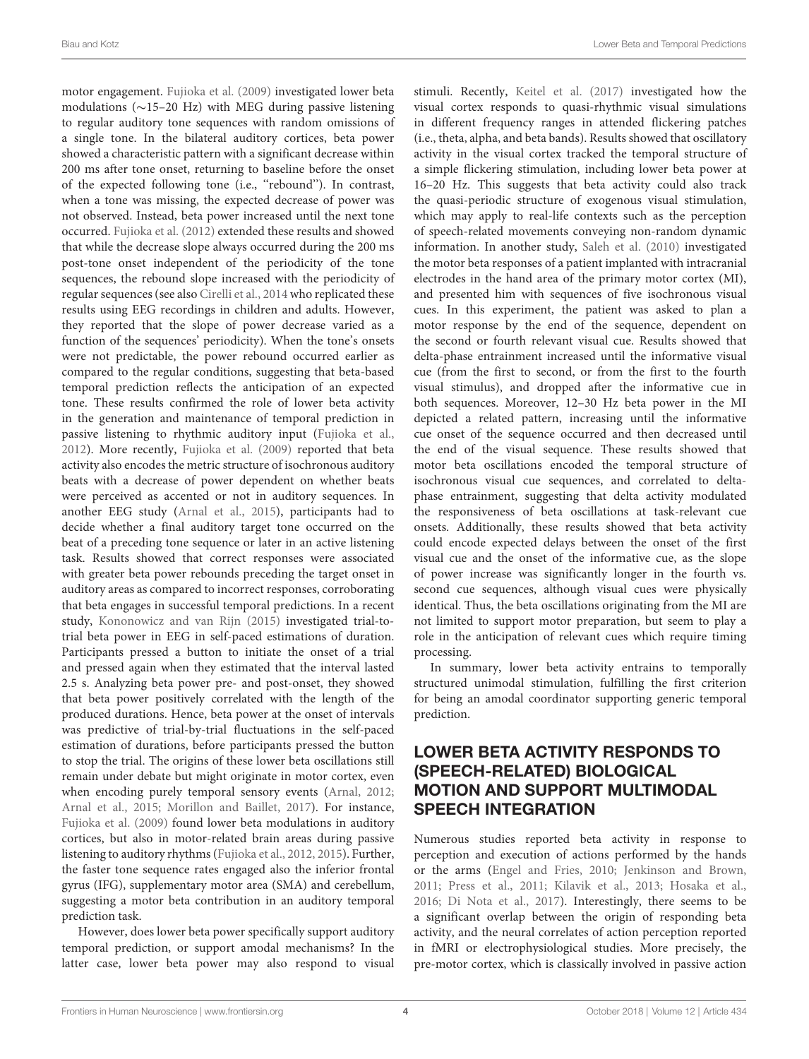motor engagement. Fujioka et al. (2009) investigated lower beta modulations (∼15–20 Hz) with MEG during passive listening to regular auditory tone sequences with random omissions of a single tone. In the bilateral auditory cortices, beta power showed a characteristic pattern with a significant decrease within 200 ms after tone onset, returning to baseline before the onset of the expected following tone (i.e., "rebound"). In contrast, when a tone was missing, the expected decrease of power was not observed. Instead, beta power increased until the next tone occurred. Fujioka et al. (2012) extended these results and showed that while the decrease slope always occurred during the 200 ms post-tone onset independent of the periodicity of the tone sequences, the rebound slope increased with the periodicity of regular sequences (see also Cirelli et al., 2014 who replicated these results using EEG recordings in children and adults. However, they reported that the slope of power decrease varied as a function of the sequences' periodicity). When the tone's onsets were not predictable, the power rebound occurred earlier as compared to the regular conditions, suggesting that beta-based temporal prediction reflects the anticipation of an expected tone. These results confirmed the role of lower beta activity in the generation and maintenance of temporal prediction in passive listening to rhythmic auditory input (Fujioka et al., 2012). More recently, Fujioka et al. (2009) reported that beta activity also encodes the metric structure of isochronous auditory beats with a decrease of power dependent on whether beats were perceived as accented or not in auditory sequences. In another EEG study (Arnal et al., 2015), participants had to decide whether a final auditory target tone occurred on the beat of a preceding tone sequence or later in an active listening task. Results showed that correct responses were associated with greater beta power rebounds preceding the target onset in auditory areas as compared to incorrect responses, corroborating that beta engages in successful temporal predictions. In a recent study, Kononowicz and van Rijn (2015) investigated trial-to-trial beta power in EEG in self-paced estimations of duration. Participants pressed a button to initiate the onset of a trial and pressed again when they estimated that the interval lasted 2.5 s. Analyzing beta power pre- and post-onset, they showed that beta power positively correlated with the length of the produced durations. Hence, beta power at the onset of intervals was predictive of trial-by-trial fluctuations in the self-paced estimation of durations, before participants pressed the button to stop the trial. The origins of these lower beta oscillations still remain under debate but might originate in motor cortex, even when encoding purely temporal sensory events (Arnal, 2012; Arnal et al., 2015; Morillon and Baillet, 2017). For instance, Fujioka et al. (2009) found lower beta modulations in auditory cortices, but also in motor-related brain areas during passive listening to auditory rhythms (Fujioka et al., 2012, 2015). Further, the faster tone sequence rates engaged also the inferior frontal gyrus (IFG), supplementary motor area (SMA) and cerebellum, suggesting a motor beta contribution in an auditory temporal prediction task.

However, does lower beta power specifically support auditory temporal prediction, or support amodal mechanisms? In the latter case, lower beta power may also respond to visual stimuli. Recently, Keitel et al. (2017) investigated how the visual cortex responds to quasi-rhythmic visual simulations in different frequency ranges in attended flickering patches (i.e., theta, alpha, and beta bands). Results showed that oscillatory activity in the visual cortex tracked the temporal structure of a simple flickering stimulation, including lower beta power at 16–20 Hz. This suggests that beta activity could also track the quasi-periodic structure of exogenous visual stimulation, which may apply to real-life contexts such as the perception of speech-related movements conveying non-random dynamic information. In another study, Saleh et al. (2010) investigated the motor beta responses of a patient implanted with intracranial electrodes in the hand area of the primary motor cortex (MI), and presented him with sequences of five isochronous visual cues. In this experiment, the patient was asked to plan a motor response by the end of the sequence, dependent on the second or fourth relevant visual cue. Results showed that delta-phase entrainment increased until the informative visual cue (from the first to second, or from the first to the fourth visual stimulus), and dropped after the informative cue in both sequences. Moreover, 12–30 Hz beta power in the MI depicted a related pattern, increasing until the informative cue onset of the sequence occurred and then decreased until the end of the visual sequence. These results showed that motor beta oscillations encoded the temporal structure of isochronous visual cue sequences, and correlated to delta-phase entrainment, suggesting that delta activity modulated the responsiveness of beta oscillations at task-relevant cue onsets. Additionally, these results showed that beta activity could encode expected delays between the onset of the first visual cue and the onset of the informative cue, as the slope of power increase was significantly longer in the fourth vs. second cue sequences, although visual cues were physically identical. Thus, the beta oscillations originating from the MI are not limited to support motor preparation, but seem to play a role in the anticipation of relevant cues which require timing processing.

In summary, lower beta activity entrains to temporally structured unimodal stimulation, fulfilling the first criterion for being an amodal coordinator supporting generic temporal prediction.

## LOWER BETA ACTIVITY RESPONDS TO (SPEECH-RELATED) BIOLOGICAL MOTION AND SUPPORT MULTIMODAL SPEECH INTEGRATION

Numerous studies reported beta activity in response to perception and execution of actions performed by the hands or the arms (Engel and Fries, 2010; Jenkinson and Brown, 2011; Press et al., 2011; Kilavik et al., 2013; Hosaka et al., 2016; Di Nota et al., 2017). Interestingly, there seems to be a significant overlap between the origin of responding beta activity, and the neural correlates of action perception reported in fMRI or electrophysiological studies. More precisely, the pre-motor cortex, which is classically involved in passive action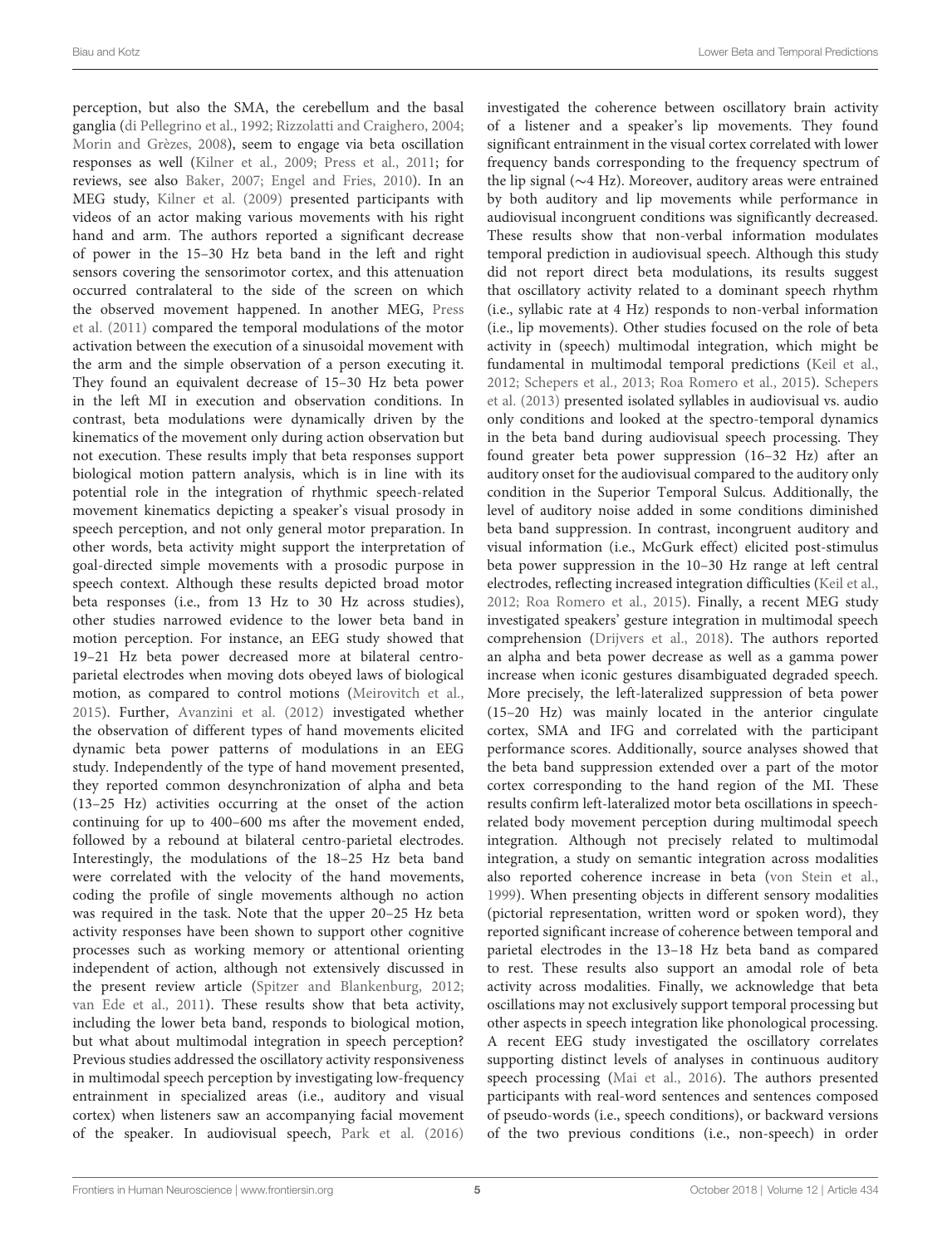perception, but also the SMA, the cerebellum and the basal ganglia (di Pellegrino et al., 1992; Rizzolatti and Craighero, 2004; Morin and Grèzes, 2008), seem to engage via beta oscillation responses as well (Kilner et al., 2009; Press et al., 2011; for reviews, see also Baker, 2007; Engel and Fries, 2010). In an MEG study, Kilner et al. (2009) presented participants with videos of an actor making various movements with his right hand and arm. The authors reported a significant decrease of power in the 15–30 Hz beta band in the left and right sensors covering the sensorimotor cortex, and this attenuation occurred contralateral to the side of the screen on which the observed movement happened. In another MEG, Press et al. (2011) compared the temporal modulations of the motor activation between the execution of a sinusoidal movement with the arm and the simple observation of a person executing it. They found an equivalent decrease of 15–30 Hz beta power in the left MI in execution and observation conditions. In contrast, beta modulations were dynamically driven by the kinematics of the movement only during action observation but not execution. These results imply that beta responses support biological motion pattern analysis, which is in line with its potential role in the integration of rhythmic speech-related movement kinematics depicting a speaker's visual prosody in speech perception, and not only general motor preparation. In other words, beta activity might support the interpretation of goal-directed simple movements with a prosodic purpose in speech context. Although these results depicted broad motor beta responses (i.e., from 13 Hz to 30 Hz across studies), other studies narrowed evidence to the lower beta band in motion perception. For instance, an EEG study showed that 19–21 Hz beta power decreased more at bilateral centro-parietal electrodes when moving dots obeyed laws of biological motion, as compared to control motions (Meirovitch et al., 2015). Further, Avanzini et al. (2012) investigated whether the observation of different types of hand movements elicited dynamic beta power patterns of modulations in an EEG study. Independently of the type of hand movement presented, they reported common desynchronization of alpha and beta (13–25 Hz) activities occurring at the onset of the action continuing for up to 400–600 ms after the movement ended, followed by a rebound at bilateral centro-parietal electrodes. Interestingly, the modulations of the 18–25 Hz beta band were correlated with the velocity of the hand movements, coding the profile of single movements although no action was required in the task. Note that the upper 20–25 Hz beta activity responses have been shown to support other cognitive processes such as working memory or attentional orienting independent of action, although not extensively discussed in the present review article (Spitzer and Blankenburg, 2012; van Ede et al., 2011). These results show that beta activity, including the lower beta band, responds to biological motion, but what about multimodal integration in speech perception? Previous studies addressed the oscillatory activity responsiveness in multimodal speech perception by investigating low-frequency entrainment in specialized areas (i.e., auditory and visual cortex) when listeners saw an accompanying facial movement of the speaker. In audiovisual speech, Park et al. (2016) investigated the coherence between oscillatory brain activity of a listener and a speaker's lip movements. They found significant entrainment in the visual cortex correlated with lower frequency bands corresponding to the frequency spectrum of the lip signal (∼4 Hz). Moreover, auditory areas were entrained by both auditory and lip movements while performance in audiovisual incongruent conditions was significantly decreased. These results show that non-verbal information modulates temporal prediction in audiovisual speech. Although this study did not report direct beta modulations, its results suggest that oscillatory activity related to a dominant speech rhythm (i.e., syllabic rate at 4 Hz) responds to non-verbal information (i.e., lip movements). Other studies focused on the role of beta activity in (speech) multimodal integration, which might be fundamental in multimodal temporal predictions (Keil et al., 2012; Schepers et al., 2013; Roa Romero et al., 2015). Schepers et al. (2013) presented isolated syllables in audiovisual vs. audio only conditions and looked at the spectro-temporal dynamics in the beta band during audiovisual speech processing. They found greater beta power suppression (16–32 Hz) after an auditory onset for the audiovisual compared to the auditory only condition in the Superior Temporal Sulcus. Additionally, the level of auditory noise added in some conditions diminished beta band suppression. In contrast, incongruent auditory and visual information (i.e., McGurk effect) elicited post-stimulus beta power suppression in the 10–30 Hz range at left central electrodes, reflecting increased integration difficulties (Keil et al., 2012; Roa Romero et al., 2015). Finally, a recent MEG study investigated speakers' gesture integration in multimodal speech comprehension (Drijvers et al., 2018). The authors reported an alpha and beta power decrease as well as a gamma power increase when iconic gestures disambiguated degraded speech. More precisely, the left-lateralized suppression of beta power (15–20 Hz) was mainly located in the anterior cingulate cortex, SMA and IFG and correlated with the participant performance scores. Additionally, source analyses showed that the beta band suppression extended over a part of the motor cortex corresponding to the hand region of the MI. These results confirm left-lateralized motor beta oscillations in speech-related body movement perception during multimodal speech integration. Although not precisely related to multimodal integration, a study on semantic integration across modalities also reported coherence increase in beta (von Stein et al., 1999). When presenting objects in different sensory modalities (pictorial representation, written word or spoken word), they reported significant increase of coherence between temporal and parietal electrodes in the 13–18 Hz beta band as compared to rest. These results also support an amodal role of beta activity across modalities. Finally, we acknowledge that beta oscillations may not exclusively support temporal processing but other aspects in speech integration like phonological processing. A recent EEG study investigated the oscillatory correlates supporting distinct levels of analyses in continuous auditory speech processing (Mai et al., 2016). The authors presented participants with real-word sentences and sentences composed of pseudo-words (i.e., speech conditions), or backward versions of the two previous conditions (i.e., non-speech) in order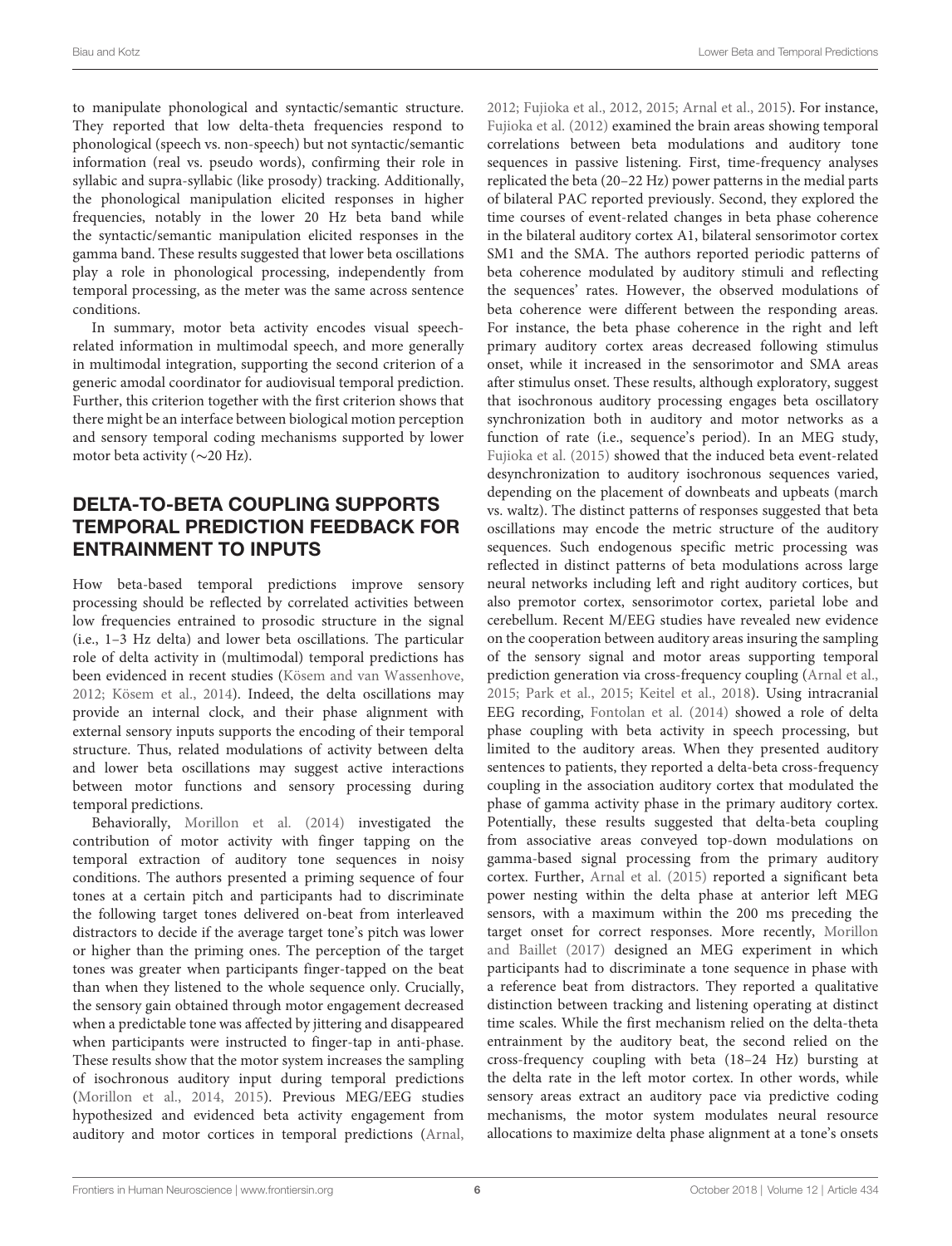to manipulate phonological and syntactic/semantic structure. They reported that low delta-theta frequencies respond to phonological (speech vs. non-speech) but not syntactic/semantic information (real vs. pseudo words), confirming their role in syllabic and supra-syllabic (like prosody) tracking. Additionally, the phonological manipulation elicited responses in higher frequencies, notably in the lower 20 Hz beta band while the syntactic/semantic manipulation elicited responses in the gamma band. These results suggested that lower beta oscillations play a role in phonological processing, independently from temporal processing, as the meter was the same across sentence conditions.

In summary, motor beta activity encodes visual speech-related information in multimodal speech, and more generally in multimodal integration, supporting the second criterion of a generic amodal coordinator for audiovisual temporal prediction. Further, this criterion together with the first criterion shows that there might be an interface between biological motion perception and sensory temporal coding mechanisms supported by lower motor beta activity (∼20 Hz).

## DELTA-TO-BETA COUPLING SUPPORTS TEMPORAL PREDICTION FEEDBACK FOR ENTRAINMENT TO INPUTS

How beta-based temporal predictions improve sensory processing should be reflected by correlated activities between low frequencies entrained to prosodic structure in the signal (i.e., 1–3 Hz delta) and lower beta oscillations. The particular role of delta activity in (multimodal) temporal predictions has been evidenced in recent studies (Kösem and van Wassenhove, 2012; Kösem et al., 2014). Indeed, the delta oscillations may provide an internal clock, and their phase alignment with external sensory inputs supports the encoding of their temporal structure. Thus, related modulations of activity between delta and lower beta oscillations may suggest active interactions between motor functions and sensory processing during temporal predictions.

Behaviorally, Morillon et al. (2014) investigated the contribution of motor activity with finger tapping on the temporal extraction of auditory tone sequences in noisy conditions. The authors presented a priming sequence of four tones at a certain pitch and participants had to discriminate the following target tones delivered on-beat from interleaved distractors to decide if the average target tone's pitch was lower or higher than the priming ones. The perception of the target tones was greater when participants finger-tapped on the beat than when they listened to the whole sequence only. Crucially, the sensory gain obtained through motor engagement decreased when a predictable tone was affected by jittering and disappeared when participants were instructed to finger-tap in anti-phase. These results show that the motor system increases the sampling of isochronous auditory input during temporal predictions (Morillon et al., 2014, 2015). Previous MEG/EEG studies hypothesized and evidenced beta activity engagement from auditory and motor cortices in temporal predictions (Arnal, 2012; Fujioka et al., 2012, 2015; Arnal et al., 2015). For instance, Fujioka et al. (2012) examined the brain areas showing temporal correlations between beta modulations and auditory tone sequences in passive listening. First, time-frequency analyses replicated the beta (20–22 Hz) power patterns in the medial parts of bilateral PAC reported previously. Second, they explored the time courses of event-related changes in beta phase coherence in the bilateral auditory cortex A1, bilateral sensorimotor cortex SM1 and the SMA. The authors reported periodic patterns of beta coherence modulated by auditory stimuli and reflecting the sequences' rates. However, the observed modulations of beta coherence were different between the responding areas. For instance, the beta phase coherence in the right and left primary auditory cortex areas decreased following stimulus onset, while it increased in the sensorimotor and SMA areas after stimulus onset. These results, although exploratory, suggest that isochronous auditory processing engages beta oscillatory synchronization both in auditory and motor networks as a function of rate (i.e., sequence's period). In an MEG study, Fujioka et al. (2015) showed that the induced beta event-related desynchronization to auditory isochronous sequences varied, depending on the placement of downbeats and upbeats (march vs. waltz). The distinct patterns of responses suggested that beta oscillations may encode the metric structure of the auditory sequences. Such endogenous specific metric processing was reflected in distinct patterns of beta modulations across large neural networks including left and right auditory cortices, but also premotor cortex, sensorimotor cortex, parietal lobe and cerebellum. Recent M/EEG studies have revealed new evidence on the cooperation between auditory areas insuring the sampling of the sensory signal and motor areas supporting temporal prediction generation via cross-frequency coupling (Arnal et al., 2015; Park et al., 2015; Keitel et al., 2018). Using intracranial EEG recording, Fontolan et al. (2014) showed a role of delta phase coupling with beta activity in speech processing, but limited to the auditory areas. When they presented auditory sentences to patients, they reported a delta-beta cross-frequency coupling in the association auditory cortex that modulated the phase of gamma activity phase in the primary auditory cortex. Potentially, these results suggested that delta-beta coupling from associative areas conveyed top-down modulations on gamma-based signal processing from the primary auditory cortex. Further, Arnal et al. (2015) reported a significant beta power nesting within the delta phase at anterior left MEG sensors, with a maximum within the 200 ms preceding the target onset for correct responses. More recently, Morillon and Baillet (2017) designed an MEG experiment in which participants had to discriminate a tone sequence in phase with a reference beat from distractors. They reported a qualitative distinction between tracking and listening operating at distinct time scales. While the first mechanism relied on the delta-theta entrainment by the auditory beat, the second relied on the cross-frequency coupling with beta (18–24 Hz) bursting at the delta rate in the left motor cortex. In other words, while sensory areas extract an auditory pace via predictive coding mechanisms, the motor system modulates neural resource allocations to maximize delta phase alignment at a tone's onsets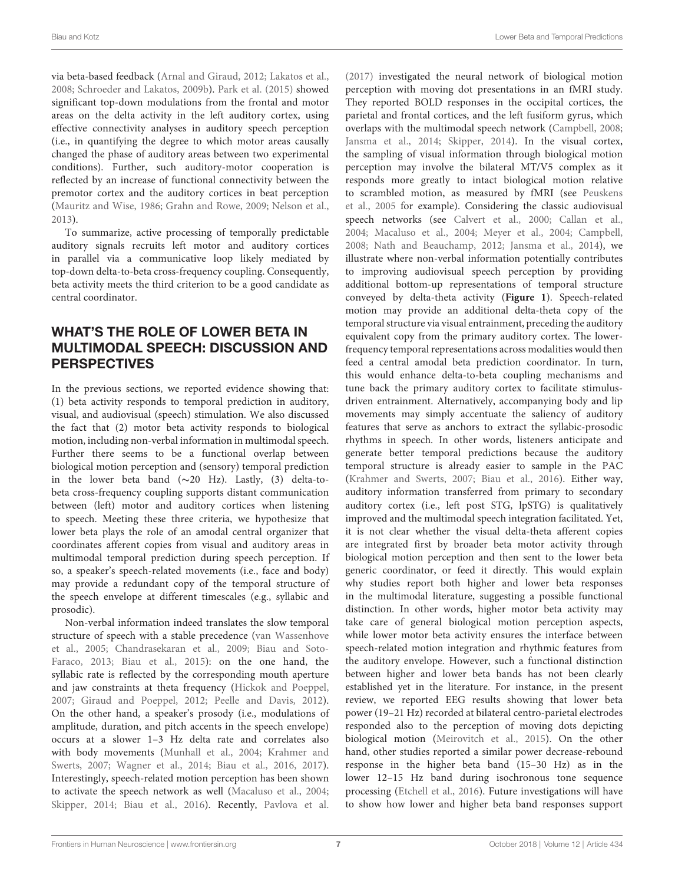via beta-based feedback (Arnal and Giraud, 2012; Lakatos et al., 2008; Schroeder and Lakatos, 2009b). Park et al. (2015) showed significant top-down modulations from the frontal and motor areas on the delta activity in the left auditory cortex, using effective connectivity analyses in auditory speech perception (i.e., in quantifying the degree to which motor areas causally changed the phase of auditory areas between two experimental conditions). Further, such auditory-motor cooperation is reflected by an increase of functional connectivity between the premotor cortex and the auditory cortices in beat perception (Mauritz and Wise, 1986; Grahn and Rowe, 2009; Nelson et al., 2013).

To summarize, active processing of temporally predictable auditory signals recruits left motor and auditory cortices in parallel via a communicative loop likely mediated by top-down delta-to-beta cross-frequency coupling. Consequently, beta activity meets the third criterion to be a good candidate as central coordinator.

## WHAT'S THE ROLE OF LOWER BETA IN MULTIMODAL SPEECH: DISCUSSION AND PERSPECTIVES

In the previous sections, we reported evidence showing that: (1) beta activity responds to temporal prediction in auditory, visual, and audiovisual (speech) stimulation. We also discussed the fact that (2) motor beta activity responds to biological motion, including non-verbal information in multimodal speech. Further there seems to be a functional overlap between biological motion perception and (sensory) temporal prediction in the lower beta band (∼20 Hz). Lastly, (3) delta-to-beta cross-frequency coupling supports distant communication between (left) motor and auditory cortices when listening to speech. Meeting these three criteria, we hypothesize that lower beta plays the role of an amodal central organizer that coordinates afferent copies from visual and auditory areas in multimodal temporal prediction during speech perception. If so, a speaker's speech-related movements (i.e., face and body) may provide a redundant copy of the temporal structure of the speech envelope at different timescales (e.g., syllabic and prosodic).

Non-verbal information indeed translates the slow temporal structure of speech with a stable precedence (van Wassenhove et al., 2005; Chandrasekaran et al., 2009; Biau and Soto-Faraco, 2013; Biau et al., 2015): on the one hand, the syllabic rate is reflected by the corresponding mouth aperture and jaw constraints at theta frequency (Hickok and Poeppel, 2007; Giraud and Poeppel, 2012; Peelle and Davis, 2012). On the other hand, a speaker's prosody (i.e., modulations of amplitude, duration, and pitch accents in the speech envelope) occurs at a slower 1–3 Hz delta rate and correlates also with body movements (Munhall et al., 2004; Krahmer and Swerts, 2007; Wagner et al., 2014; Biau et al., 2016, 2017). Interestingly, speech-related motion perception has been shown to activate the speech network as well (Macaluso et al., 2004; Skipper, 2014; Biau et al., 2016). Recently, Pavlova et al. (2017) investigated the neural network of biological motion perception with moving dot presentations in an fMRI study. They reported BOLD responses in the occipital cortices, the parietal and frontal cortices, and the left fusiform gyrus, which overlaps with the multimodal speech network (Campbell, 2008; Jansma et al., 2014; Skipper, 2014). In the visual cortex, the sampling of visual information through biological motion perception may involve the bilateral MT/V5 complex as it responds more greatly to intact biological motion relative to scrambled motion, as measured by fMRI (see Peuskens et al., 2005 for example). Considering the classic audiovisual speech networks (see Calvert et al., 2000; Callan et al., 2004; Macaluso et al., 2004; Meyer et al., 2004; Campbell, 2008; Nath and Beauchamp, 2012; Jansma et al., 2014), we illustrate where non-verbal information potentially contributes to improving audiovisual speech perception by providing additional bottom-up representations of temporal structure conveyed by delta-theta activity (**Figure 1**). Speech-related motion may provide an additional delta-theta copy of the temporal structure via visual entrainment, preceding the auditory equivalent copy from the primary auditory cortex. The lower-frequency temporal representations across modalities would then feed a central amodal beta prediction coordinator. In turn, this would enhance delta-to-beta coupling mechanisms and tune back the primary auditory cortex to facilitate stimulus-driven entrainment. Alternatively, accompanying body and lip movements may simply accentuate the saliency of auditory features that serve as anchors to extract the syllabic-prosodic rhythms in speech. In other words, listeners anticipate and generate better temporal predictions because the auditory temporal structure is already easier to sample in the PAC (Krahmer and Swerts, 2007; Biau et al., 2016). Either way, auditory information transferred from primary to secondary auditory cortex (i.e., left post STG, lpSTG) is qualitatively improved and the multimodal speech integration facilitated. Yet, it is not clear whether the visual delta-theta afferent copies are integrated first by broader beta motor activity through biological motion perception and then sent to the lower beta generic coordinator, or feed it directly. This would explain why studies report both higher and lower beta responses in the multimodal literature, suggesting a possible functional distinction. In other words, higher motor beta activity may take care of general biological motion perception aspects, while lower motor beta activity ensures the interface between speech-related motion integration and rhythmic features from the auditory envelope. However, such a functional distinction between higher and lower beta bands has not been clearly established yet in the literature. For instance, in the present review, we reported EEG results showing that lower beta power (19–21 Hz) recorded at bilateral centro-parietal electrodes responded also to the perception of moving dots depicting biological motion (Meirovitch et al., 2015). On the other hand, other studies reported a similar power decrease-rebound response in the higher beta band (15–30 Hz) as in the lower 12–15 Hz band during isochronous tone sequence processing (Etchell et al., 2016). Future investigations will have to show how lower and higher beta band responses support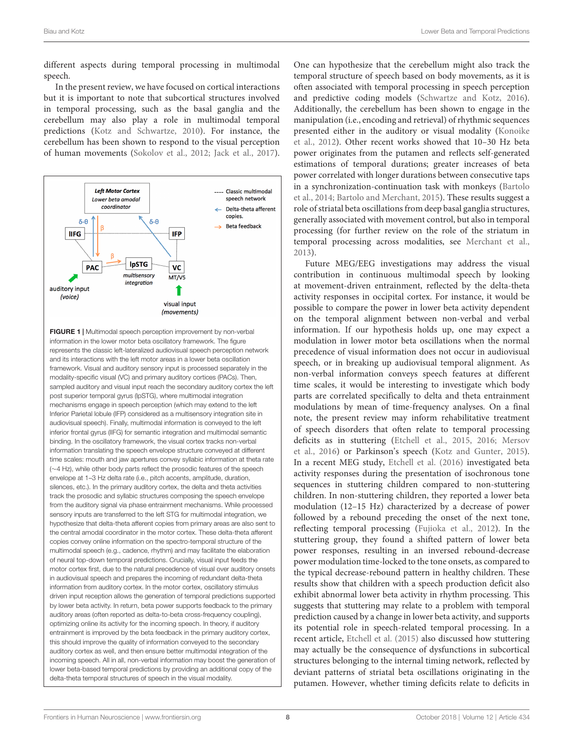different aspects during temporal processing in multimodal speech.

In the present review, we have focused on cortical interactions but it is important to note that subcortical structures involved in temporal processing, such as the basal ganglia and the cerebellum may also play a role in multimodal temporal predictions (Kotz and Schwartze, 2010). For instance, the cerebellum has been shown to respond to the visual perception of human movements (Sokolov et al., 2012; Jack et al., 2017).

**FIGURE 1** | Multimodal speech perception improvement by non-verbal information in the lower motor beta oscillatory framework. The figure represents the classic left-lateralized audiovisual speech perception network and its interactions with the left motor areas in a lower beta oscillation framework. Visual and auditory sensory input is processed separately in the modality-specific visual (VC) and primary auditory cortices (PACs). Then, sampled auditory and visual input reach the secondary auditory cortex the left post superior temporal gyrus (lpSTG), where multimodal integration mechanisms engage in speech perception (which may extend to the left Inferior Parietal lobule (IFP) considered as a multisensory integration site in audiovisual speech). Finally, multimodal information is conveyed to the left inferior frontal gyrus (lIFG) for semantic integration and multimodal semantic binding. In the oscillatory framework, the visual cortex tracks non-verbal information translating the speech envelope structure conveyed at different time scales: mouth and jaw apertures convey syllabic information at theta rate (~4 Hz), while other body parts reflect the prosodic features of the speech envelope at 1–3 Hz delta rate (i.e., pitch accents, amplitude, duration, silences, etc.). In the primary auditory cortex, the delta and theta activities track the prosodic and syllabic structures composing the speech envelope from the auditory signal via phase entrainment mechanisms. While processed sensory inputs are transferred to the left STG for multimodal integration, we hypothesize that delta-theta afferent copies from primary areas are also sent to the central amodal coordinator in the motor cortex. These delta-theta afferent copies convey online information on the spectro-temporal structure of the multimodal speech (e.g., cadence, rhythm) and may facilitate the elaboration of neural top-down temporal predictions. Crucially, visual input feeds the motor cortex first, due to the natural precedence of visual over auditory onsets in audiovisual speech and prepares the incoming of redundant delta-theta information from auditory cortex. In the motor cortex, oscillatory stimulus driven input reception allows the generation of temporal predictions supported by lower beta activity. In return, beta power supports feedback to the primary auditory areas (often reported as delta-to-beta cross-frequency coupling), optimizing online its activity for the incoming speech. In theory, if auditory entrainment is improved by the beta feedback in the primary auditory cortex, this should improve the quality of information conveyed to the secondary auditory cortex as well, and then ensure better multimodal integration of the incoming speech. All in all, non-verbal information may boost the generation of lower beta-based temporal predictions by providing an additional copy of the delta-theta temporal structures of speech in the visual modality.

One can hypothesize that the cerebellum might also track the temporal structure of speech based on body movements, as it is often associated with temporal processing in speech perception and predictive coding models (Schwartze and Kotz, 2016). Additionally, the cerebellum has been shown to engage in the manipulation (i.e., encoding and retrieval) of rhythmic sequences presented either in the auditory or visual modality (Konoike et al., 2012). Other recent works showed that 10–30 Hz beta power originates from the putamen and reflects self-generated estimations of temporal durations; greater increases of beta power correlated with longer durations between consecutive taps in a synchronization-continuation task with monkeys (Bartolo et al., 2014; Bartolo and Merchant, 2015). These results suggest a role of striatal beta oscillations from deep basal ganglia structures, generally associated with movement control, but also in temporal processing (for further review on the role of the striatum in temporal processing across modalities, see Merchant et al., 2013).

Future MEG/EEG investigations may address the visual contribution in continuous multimodal speech by looking at movement-driven entrainment, reflected by the delta-theta activity responses in occipital cortex. For instance, it would be possible to compare the power in lower beta activity dependent on the temporal alignment between non-verbal and verbal information. If our hypothesis holds up, one may expect a modulation in lower motor beta oscillations when the normal precedence of visual information does not occur in audiovisual speech, or in breaking up audiovisual temporal alignment. As non-verbal information conveys speech features at different time scales, it would be interesting to investigate which body parts are correlated specifically to delta and theta entrainment modulations by mean of time-frequency analyses. On a final note, the present review may inform rehabilitative treatment of speech disorders that often relate to temporal processing deficits as in stuttering (Etchell et al., 2015, 2016; Mersov et al., 2016) or Parkinson's speech (Kotz and Gunter, 2015). In a recent MEG study, Etchell et al. (2016) investigated beta activity responses during the presentation of isochronous tone sequences in stuttering children compared to non-stuttering children. In non-stuttering children, they reported a lower beta modulation (12–15 Hz) characterized by a decrease of power followed by a rebound preceding the onset of the next tone, reflecting temporal processing (Fujioka et al., 2012). In the stuttering group, they found a shifted pattern of lower beta power responses, resulting in an inversed rebound-decrease power modulation time-locked to the tone onsets, as compared to the typical decrease-rebound pattern in healthy children. These results show that children with a speech production deficit also exhibit abnormal lower beta activity in rhythm processing. This suggests that stuttering may relate to a problem with temporal prediction caused by a change in lower beta activity, and supports its potential role in speech-related temporal processing. In a recent article, Etchell et al. (2015) also discussed how stuttering may actually be the consequence of dysfunctions in subcortical structures belonging to the internal timing network, reflected by deviant patterns of striatal beta oscillations originating in the putamen. However, whether timing deficits relate to deficits in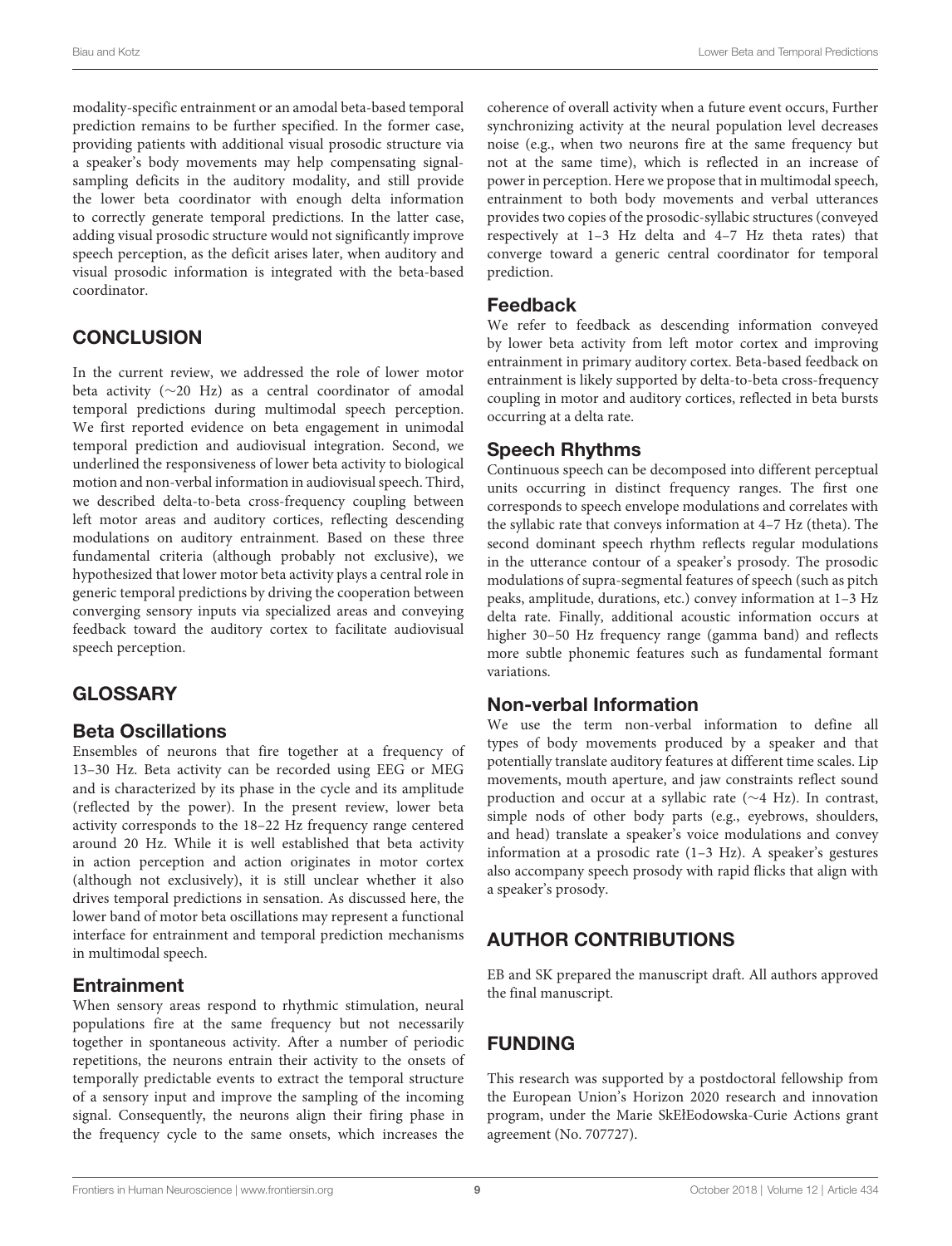modality-specific entrainment or an amodal beta-based temporal prediction remains to be further specified. In the former case, providing patients with additional visual prosodic structure via a speaker's body movements may help compensating signal-sampling deficits in the auditory modality, and still provide the lower beta coordinator with enough delta information to correctly generate temporal predictions. In the latter case, adding visual prosodic structure would not significantly improve speech perception, as the deficit arises later, when auditory and visual prosodic information is integrated with the beta-based coordinator.

## CONCLUSION

In the current review, we addressed the role of lower motor beta activity (∼20 Hz) as a central coordinator of amodal temporal predictions during multimodal speech perception. We first reported evidence on beta engagement in unimodal temporal prediction and audiovisual integration. Second, we underlined the responsiveness of lower beta activity to biological motion and non-verbal information in audiovisual speech. Third, we described delta-to-beta cross-frequency coupling between left motor areas and auditory cortices, reflecting descending modulations on auditory entrainment. Based on these three fundamental criteria (although probably not exclusive), we hypothesized that lower motor beta activity plays a central role in generic temporal predictions by driving the cooperation between converging sensory inputs via specialized areas and conveying feedback toward the auditory cortex to facilitate audiovisual speech perception.

## GLOSSARY

### Beta Oscillations

Ensembles of neurons that fire together at a frequency of 13–30 Hz. Beta activity can be recorded using EEG or MEG and is characterized by its phase in the cycle and its amplitude (reflected by the power). In the present review, lower beta activity corresponds to the 18–22 Hz frequency range centered around 20 Hz. While it is well established that beta activity in action perception and action originates in motor cortex (although not exclusively), it is still unclear whether it also drives temporal predictions in sensation. As discussed here, the lower band of motor beta oscillations may represent a functional interface for entrainment and temporal prediction mechanisms in multimodal speech.

### Entrainment

When sensory areas respond to rhythmic stimulation, neural populations fire at the same frequency but not necessarily together in spontaneous activity. After a number of periodic repetitions, the neurons entrain their activity to the onsets of temporally predictable events to extract the temporal structure of a sensory input and improve the sampling of the incoming signal. Consequently, the neurons align their firing phase in the frequency cycle to the same onsets, which increases the coherence of overall activity when a future event occurs, Further synchronizing activity at the neural population level decreases noise (e.g., when two neurons fire at the same frequency but not at the same time), which is reflected in an increase of power in perception. Here we propose that in multimodal speech, entrainment to both body movements and verbal utterances provides two copies of the prosodic-syllabic structures (conveyed respectively at 1–3 Hz delta and 4–7 Hz theta rates) that converge toward a generic central coordinator for temporal prediction.

### Feedback

We refer to feedback as descending information conveyed by lower beta activity from left motor cortex and improving entrainment in primary auditory cortex. Beta-based feedback on entrainment is likely supported by delta-to-beta cross-frequency coupling in motor and auditory cortices, reflected in beta bursts occurring at a delta rate.

### Speech Rhythms

Continuous speech can be decomposed into different perceptual units occurring in distinct frequency ranges. The first one corresponds to speech envelope modulations and correlates with the syllabic rate that conveys information at 4–7 Hz (theta). The second dominant speech rhythm reflects regular modulations in the utterance contour of a speaker's prosody. The prosodic modulations of supra-segmental features of speech (such as pitch peaks, amplitude, durations, etc.) convey information at 1–3 Hz delta rate. Finally, additional acoustic information occurs at higher 30–50 Hz frequency range (gamma band) and reflects more subtle phonemic features such as fundamental formant variations.

### Non-verbal Information

We use the term non-verbal information to define all types of body movements produced by a speaker and that potentially translate auditory features at different time scales. Lip movements, mouth aperture, and jaw constraints reflect sound production and occur at a syllabic rate (∼4 Hz). In contrast, simple nods of other body parts (e.g., eyebrows, shoulders, and head) translate a speaker's voice modulations and convey information at a prosodic rate (1–3 Hz). A speaker's gestures also accompany speech prosody with rapid flicks that align with a speaker's prosody.

## AUTHOR CONTRIBUTIONS

EB and SK prepared the manuscript draft. All authors approved the final manuscript.

## FUNDING

This research was supported by a postdoctoral fellowship from the European Union's Horizon 2020 research and innovation program, under the Marie SkEłEodowska-Curie Actions grant agreement (No. 707727).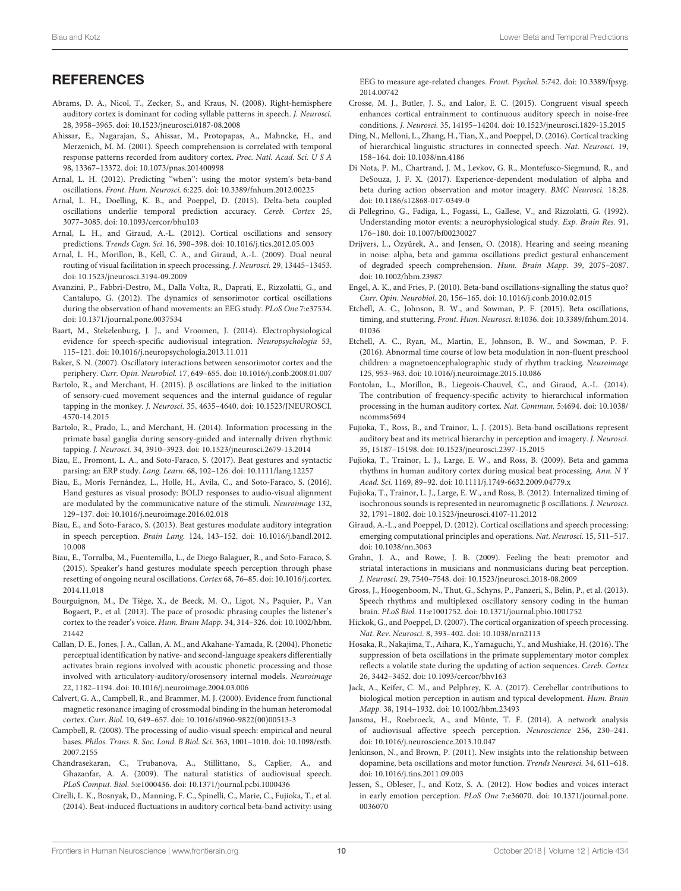## REFERENCES

Abrams, D. A., Nicol, T., Zecker, S., and Kraus, N. (2008). Right-hemisphere auditory cortex is dominant for coding syllable patterns in speech. *J. Neurosci.* 28, 3958–3965. doi: 10.1523/jneurosci.0187-08.2008

Ahissar, E., Nagarajan, S., Ahissar, M., Protopapas, A., Mahncke, H., and Merzenich, M. M. (2001). Speech comprehension is correlated with temporal response patterns recorded from auditory cortex. *Proc. Natl. Acad. Sci. U S A* 98, 13367–13372. doi: 10.1073/pnas.201400998

Arnal, L. H. (2012). Predicting "when": using the motor system's beta-band oscillations. *Front. Hum. Neurosci.* 6:225. doi: 10.3389/fnhum.2012.00225

Arnal, L. H., Doelling, K. B., and Poeppel, D. (2015). Delta-beta coupled oscillations underlie temporal prediction accuracy. *Cereb. Cortex* 25, 3077–3085. doi: 10.1093/cercor/bhu103

Arnal, L. H., and Giraud, A.-L. (2012). Cortical oscillations and sensory predictions. *Trends Cogn. Sci.* 16, 390–398. doi: 10.1016/j.tics.2012.05.003

Arnal, L. H., Morillon, B., Kell, C. A., and Giraud, A.-L. (2009). Dual neural routing of visual facilitation in speech processing. *J. Neurosci.* 29, 13445–13453. doi: 10.1523/jneurosci.3194-09.2009

Avanzini, P., Fabbri-Destro, M., Dalla Volta, R., Daprati, E., Rizzolatti, G., and Cantalupo, G. (2012). The dynamics of sensorimotor cortical oscillations during the observation of hand movements: an EEG study. *PLoS One* 7:e37534. doi: 10.1371/journal.pone.0037534

Baart, M., Stekelenburg, J. J., and Vroomen, J. (2014). Electrophysiological evidence for speech-specific audiovisual integration. *Neuropsychologia* 53, 115–121. doi: 10.1016/j.neuropsychologia.2013.11.011

Baker, S. N. (2007). Oscillatory interactions between sensorimotor cortex and the periphery. *Curr. Opin. Neurobiol.* 17, 649–655. doi: 10.1016/j.conb.2008.01.007

Bartolo, R., and Merchant, H. (2015). β oscillations are linked to the initiation of sensory-cued movement sequences and the internal guidance of regular tapping in the monkey. *J. Neurosci.* 35, 4635–4640. doi: 10.1523/JNEUROSCI.4570-14.2015

Bartolo, R., Prado, L., and Merchant, H. (2014). Information processing in the primate basal ganglia during sensory-guided and internally driven rhythmic tapping. *J. Neurosci.* 34, 3910–3923. doi: 10.1523/jneurosci.2679-13.2014

Biau, E., Fromont, L. A., and Soto-Faraco, S. (2017). Beat gestures and syntactic parsing: an ERP study. *Lang. Learn.* 68, 102–126. doi: 10.1111/lang.12257

Biau, E., Morís Fernández, L., Holle, H., Avila, C., and Soto-Faraco, S. (2016). Hand gestures as visual prosody: BOLD responses to audio-visual alignment are modulated by the communicative nature of the stimuli. *Neuroimage* 132, 129–137. doi: 10.1016/j.neuroimage.2016.02.018

Biau, E., and Soto-Faraco, S. (2013). Beat gestures modulate auditory integration in speech perception. *Brain Lang.* 124, 143–152. doi: 10.1016/j.bandl.2012.10.008

Biau, E., Torralba, M., Fuentemilla, L., de Diego Balaguer, R., and Soto-Faraco, S. (2015). Speaker's hand gestures modulate speech perception through phase resetting of ongoing neural oscillations. *Cortex* 68, 76–85. doi: 10.1016/j.cortex.2014.11.018

Bourguignon, M., De Tiège, X., de Beeck, M. O., Ligot, N., Paquier, P., Van Bogaert, P., et al. (2013). The pace of prosodic phrasing couples the listener's cortex to the reader's voice. *Hum. Brain Mapp.* 34, 314–326. doi: 10.1002/hbm.21442

Callan, D. E., Jones, J. A., Callan, A. M., and Akahane-Yamada, R. (2004). Phonetic perceptual identification by native- and second-language speakers differentially activates brain regions involved with acoustic phonetic processing and those involved with articulatory-auditory/orosensory internal models. *Neuroimage* 22, 1182–1194. doi: 10.1016/j.neuroimage.2004.03.006

Calvert, G. A., Campbell, R., and Brammer, M. J. (2000). Evidence from functional magnetic resonance imaging of crossmodal binding in the human heteromodal cortex. *Curr. Biol.* 10, 649–657. doi: 10.1016/s0960-9822(00)00513-3

Campbell, R. (2008). The processing of audio-visual speech: empirical and neural bases. *Philos. Trans. R. Soc. Lond. B Biol. Sci.* 363, 1001–1010. doi: 10.1098/rstb.2007.2155

Chandrasekaran, C., Trubanova, A., Stillittano, S., Caplier, A., and Ghazanfar, A. A. (2009). The natural statistics of audiovisual speech. *PLoS Comput. Biol.* 5:e1000436. doi: 10.1371/journal.pcbi.1000436

Cirelli, L. K., Bosnyak, D., Manning, F. C., Spinelli, C., Marie, C., Fujioka, T., et al. (2014). Beat-induced fluctuations in auditory cortical beta-band activity: using EEG to measure age-related changes. *Front. Psychol.* 5:742. doi: 10.3389/fpsyg.2014.00742

Crosse, M. J., Butler, J. S., and Lalor, E. C. (2015). Congruent visual speech enhances cortical entrainment to continuous auditory speech in noise-free conditions. *J. Neurosci.* 35, 14195–14204. doi: 10.1523/jneurosci.1829-15.2015

Ding, N., Melloni, L., Zhang, H., Tian, X., and Poeppel, D. (2016). Cortical tracking of hierarchical linguistic structures in connected speech. *Nat. Neurosci.* 19, 158–164. doi: 10.1038/nn.4186

Di Nota, P. M., Chartrand, J. M., Levkov, G. R., Montefusco-Siegmund, R., and DeSouza, J. F. X. (2017). Experience-dependent modulation of alpha and beta during action observation and motor imagery. *BMC Neurosci.* 18:28. doi: 10.1186/s12868-017-0349-0

di Pellegrino, G., Fadiga, L., Fogassi, L., Gallese, V., and Rizzolatti, G. (1992). Understanding motor events: a neurophysiological study. *Exp. Brain Res.* 91, 176–180. doi: 10.1007/bf00230027

Drijvers, L., Özyürek, A., and Jensen, O. (2018). Hearing and seeing meaning in noise: alpha, beta and gamma oscillations predict gestural enhancement of degraded speech comprehension. *Hum. Brain Mapp.* 39, 2075–2087. doi: 10.1002/hbm.23987

Engel, A. K., and Fries, P. (2010). Beta-band oscillations-signalling the status quo? *Curr. Opin. Neurobiol.* 20, 156–165. doi: 10.1016/j.conb.2010.02.015

Etchell, A. C., Johnson, B. W., and Sowman, P. F. (2015). Beta oscillations, timing, and stuttering. *Front. Hum. Neurosci.* 8:1036. doi: 10.3389/fnhum.2014.01036

Etchell, A. C., Ryan, M., Martin, E., Johnson, B. W., and Sowman, P. F. (2016). Abnormal time course of low beta modulation in non-fluent preschool children: a magnetoencephalographic study of rhythm tracking. *Neuroimage* 125, 953–963. doi: 10.1016/j.neuroimage.2015.10.086

Fontolan, L., Morillon, B., Liegeois-Chauvel, C., and Giraud, A.-L. (2014). The contribution of frequency-specific activity to hierarchical information processing in the human auditory cortex. *Nat. Commun.* 5:4694. doi: 10.1038/ncomms5694

Fujioka, T., Ross, B., and Trainor, L. J. (2015). Beta-band oscillations represent auditory beat and its metrical hierarchy in perception and imagery. *J. Neurosci.* 35, 15187–15198. doi: 10.1523/jneurosci.2397-15.2015

Fujioka, T., Trainor, L. J., Large, E. W., and Ross, B. (2009). Beta and gamma rhythms in human auditory cortex during musical beat processing. *Ann. N Y Acad. Sci.* 1169, 89–92. doi: 10.1111/j.1749-6632.2009.04779.x

Fujioka, T., Trainor, L. J., Large, E. W., and Ross, B. (2012). Internalized timing of isochronous sounds is represented in neuromagnetic β oscillations. *J. Neurosci.* 32, 1791–1802. doi: 10.1523/jneurosci.4107-11.2012

Giraud, A.-L., and Poeppel, D. (2012). Cortical oscillations and speech processing: emerging computational principles and operations. *Nat. Neurosci.* 15, 511–517. doi: 10.1038/nn.3063

Grahn, J. A., and Rowe, J. B. (2009). Feeling the beat: premotor and striatal interactions in musicians and nonmusicians during beat perception. *J. Neurosci.* 29, 7540–7548. doi: 10.1523/jneurosci.2018-08.2009

Gross, J., Hoogenboom, N., Thut, G., Schyns, P., Panzeri, S., Belin, P., et al. (2013). Speech rhythms and multiplexed oscillatory sensory coding in the human brain. *PLoS Biol.* 11:e1001752. doi: 10.1371/journal.pbio.1001752

Hickok, G., and Poeppel, D. (2007). The cortical organization of speech processing. *Nat. Rev. Neurosci.* 8, 393–402. doi: 10.1038/nrn2113

Hosaka, R., Nakajima, T., Aihara, K., Yamaguchi, Y., and Mushiake, H. (2016). The suppression of beta oscillations in the primate supplementary motor complex reflects a volatile state during the updating of action sequences. *Cereb. Cortex* 26, 3442–3452. doi: 10.1093/cercor/bhv163

Jack, A., Keifer, C. M., and Pelphrey, K. A. (2017). Cerebellar contributions to biological motion perception in autism and typical development. *Hum. Brain Mapp.* 38, 1914–1932. doi: 10.1002/hbm.23493

Jansma, H., Roebroeck, A., and Münte, T. F. (2014). A network analysis of audiovisual affective speech perception. *Neuroscience* 256, 230–241. doi: 10.1016/j.neuroscience.2013.10.047

Jenkinson, N., and Brown, P. (2011). New insights into the relationship between dopamine, beta oscillations and motor function. *Trends Neurosci.* 34, 611–618. doi: 10.1016/j.tins.2011.09.003

Jessen, S., Obleser, J., and Kotz, S. A. (2012). How bodies and voices interact in early emotion perception. *PLoS One* 7:e36070. doi: 10.1371/journal.pone.0036070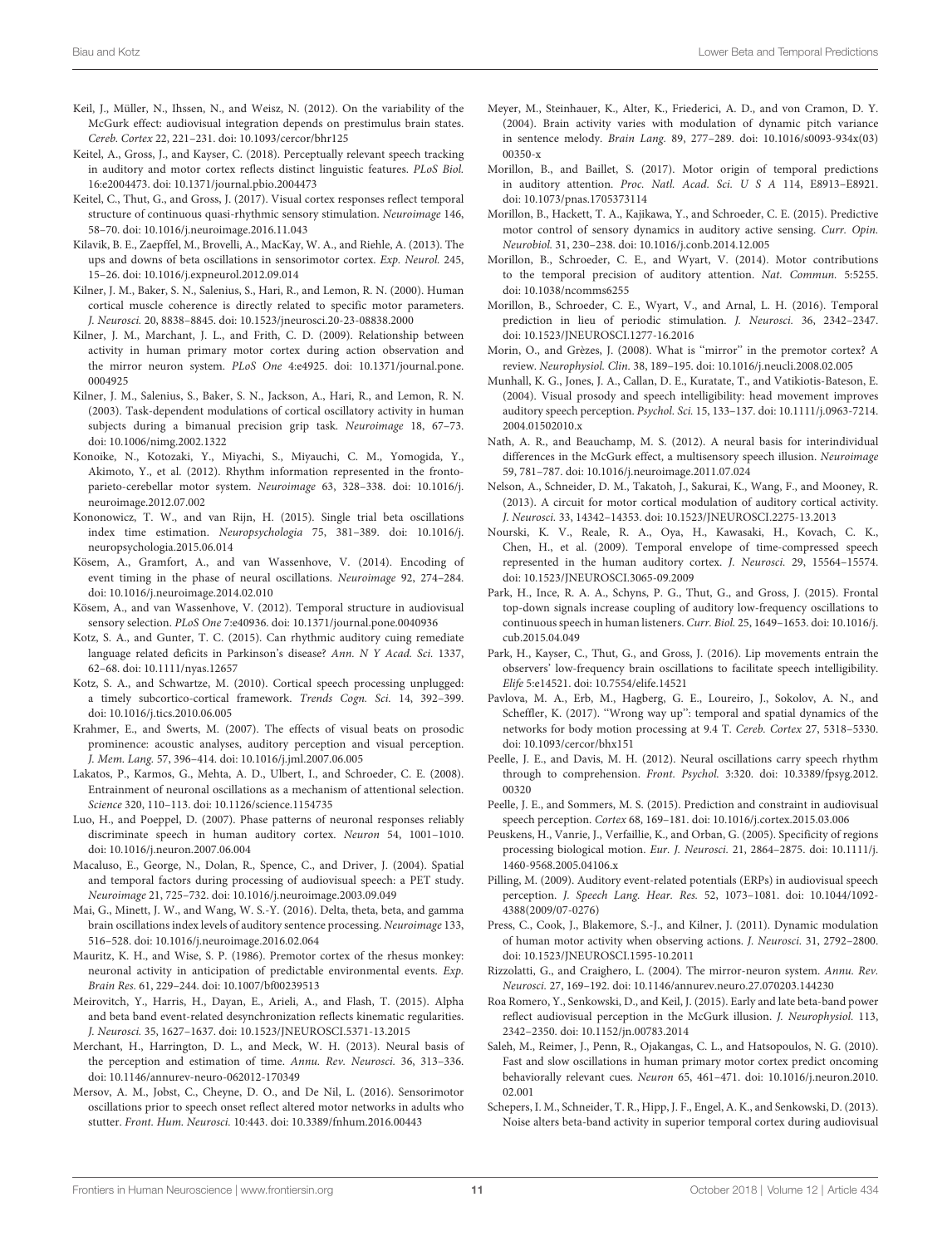Keil, J., Müller, N., Ihssen, N., and Weisz, N. (2012). On the variability of the McGurk effect: audiovisual integration depends on prestimulus brain states. *Cereb. Cortex* 22, 221–231. doi: 10.1093/cercor/bhr125

Keitel, A., Gross, J., and Kayser, C. (2018). Perceptually relevant speech tracking in auditory and motor cortex reflects distinct linguistic features. *PLoS Biol.* 16:e2004473. doi: 10.1371/journal.pbio.2004473

Keitel, C., Thut, G., and Gross, J. (2017). Visual cortex responses reflect temporal structure of continuous quasi-rhythmic sensory stimulation. *Neuroimage* 146, 58–70. doi: 10.1016/j.neuroimage.2016.11.043

Kilavik, B. E., Zaepffel, M., Brovelli, A., MacKay, W. A., and Riehle, A. (2013). The ups and downs of beta oscillations in sensorimotor cortex. *Exp. Neurol.* 245, 15–26. doi: 10.1016/j.expneurol.2012.09.014

Kilner, J. M., Baker, S. N., Salenius, S., Hari, R., and Lemon, R. N. (2000). Human cortical muscle coherence is directly related to specific motor parameters. *J. Neurosci.* 20, 8838–8845. doi: 10.1523/jneurosci.20-23-08838.2000

Kilner, J. M., Marchant, J. L., and Frith, C. D. (2009). Relationship between activity in human primary motor cortex during action observation and the mirror neuron system. *PLoS One* 4:e4925. doi: 10.1371/journal.pone.0004925

Kilner, J. M., Salenius, S., Baker, S. N., Jackson, A., Hari, R., and Lemon, R. N. (2003). Task-dependent modulations of cortical oscillatory activity in human subjects during a bimanual precision grip task. *Neuroimage* 18, 67–73. doi: 10.1006/nimg.2002.1322

Konoike, N., Kotozaki, Y., Miyachi, S., Miyauchi, C. M., Yomogida, Y., Akimoto, Y., et al. (2012). Rhythm information represented in the fronto-parieto-cerebellar motor system. *Neuroimage* 63, 328–338. doi: 10.1016/j.neuroimage.2012.07.002

Kononowicz, T. W., and van Rijn, H. (2015). Single trial beta oscillations index time estimation. *Neuropsychologia* 75, 381–389. doi: 10.1016/j.neuropsychologia.2015.06.014

Kösem, A., Gramfort, A., and van Wassenhove, V. (2014). Encoding of event timing in the phase of neural oscillations. *Neuroimage* 92, 274–284. doi: 10.1016/j.neuroimage.2014.02.010

Kösem, A., and van Wassenhove, V. (2012). Temporal structure in audiovisual sensory selection. *PLoS One* 7:e40936. doi: 10.1371/journal.pone.0040936

Kotz, S. A., and Gunter, T. C. (2015). Can rhythmic auditory cuing remediate language related deficits in Parkinson's disease? *Ann. N Y Acad. Sci.* 1337, 62–68. doi: 10.1111/nyas.12657

Kotz, S. A., and Schwartze, M. (2010). Cortical speech processing unplugged: a timely subcortico-cortical framework. *Trends Cogn. Sci.* 14, 392–399. doi: 10.1016/j.tics.2010.06.005

Krahmer, E., and Swerts, M. (2007). The effects of visual beats on prosodic prominence: acoustic analyses, auditory perception and visual perception. *J. Mem. Lang.* 57, 396–414. doi: 10.1016/j.jml.2007.06.005

Lakatos, P., Karmos, G., Mehta, A. D., Ulbert, I., and Schroeder, C. E. (2008). Entrainment of neuronal oscillations as a mechanism of attentional selection. *Science* 320, 110–113. doi: 10.1126/science.1154735

Luo, H., and Poeppel, D. (2007). Phase patterns of neuronal responses reliably discriminate speech in human auditory cortex. *Neuron* 54, 1001–1010. doi: 10.1016/j.neuron.2007.06.004

Macaluso, E., George, N., Dolan, R., Spence, C., and Driver, J. (2004). Spatial and temporal factors during processing of audiovisual speech: a PET study. *Neuroimage* 21, 725–732. doi: 10.1016/j.neuroimage.2003.09.049

Mai, G., Minett, J. W., and Wang, W. S.-Y. (2016). Delta, theta, beta, and gamma brain oscillations index levels of auditory sentence processing. *Neuroimage* 133, 516–528. doi: 10.1016/j.neuroimage.2016.02.064

Mauritz, K. H., and Wise, S. P. (1986). Premotor cortex of the rhesus monkey: neuronal activity in anticipation of predictable environmental events. *Exp. Brain Res.* 61, 229–244. doi: 10.1007/bf00239513

Meirovitch, Y., Harris, H., Dayan, E., Arieli, A., and Flash, T. (2015). Alpha and beta band event-related desynchronization reflects kinematic regularities. *J. Neurosci.* 35, 1627–1637. doi: 10.1523/JNEUROSCI.5371-13.2015

Merchant, H., Harrington, D. L., and Meck, W. H. (2013). Neural basis of the perception and estimation of time. *Annu. Rev. Neurosci.* 36, 313–336. doi: 10.1146/annurev-neuro-062012-170349

Mersov, A. M., Jobst, C., Cheyne, D. O., and De Nil, L. (2016). Sensorimotor oscillations prior to speech onset reflect altered motor networks in adults who stutter. *Front. Hum. Neurosci.* 10:443. doi: 10.3389/fnhum.2016.00443

Meyer, M., Steinhauer, K., Alter, K., Friederici, A. D., and von Cramon, D. Y. (2004). Brain activity varies with modulation of dynamic pitch variance in sentence melody. *Brain Lang.* 89, 277–289. doi: 10.1016/s0093-934x(03)00350-x

Morillon, B., and Baillet, S. (2017). Motor origin of temporal predictions in auditory attention. *Proc. Natl. Acad. Sci. U S A* 114, E8913–E8921. doi: 10.1073/pnas.1705373114

Morillon, B., Hackett, T. A., Kajikawa, Y., and Schroeder, C. E. (2015). Predictive motor control of sensory dynamics in auditory active sensing. *Curr. Opin. Neurobiol.* 31, 230–238. doi: 10.1016/j.conb.2014.12.005

Morillon, B., Schroeder, C. E., and Wyart, V. (2014). Motor contributions to the temporal precision of auditory attention. *Nat. Commun.* 5:5255. doi: 10.1038/ncomms6255

Morillon, B., Schroeder, C. E., Wyart, V., and Arnal, L. H. (2016). Temporal prediction in lieu of periodic stimulation. *J. Neurosci.* 36, 2342–2347. doi: 10.1523/JNEUROSCI.1277-16.2016

Morin, O., and Grèzes, J. (2008). What is "mirror" in the premotor cortex? A review. *Neurophysiol. Clin.* 38, 189–195. doi: 10.1016/j.neucli.2008.02.005

Munhall, K. G., Jones, J. A., Callan, D. E., Kuratate, T., and Vatikiotis-Bateson, E. (2004). Visual prosody and speech intelligibility: head movement improves auditory speech perception. *Psychol. Sci.* 15, 133–137. doi: 10.1111/j.0963-7214.2004.01502010.x

Nath, A. R., and Beauchamp, M. S. (2012). A neural basis for interindividual differences in the McGurk effect, a multisensory speech illusion. *Neuroimage* 59, 781–787. doi: 10.1016/j.neuroimage.2011.07.024

Nelson, A., Schneider, D. M., Takatoh, J., Sakurai, K., Wang, F., and Mooney, R. (2013). A circuit for motor cortical modulation of auditory cortical activity. *J. Neurosci.* 33, 14342–14353. doi: 10.1523/JNEUROSCI.2275-13.2013

Nourski, K. V., Reale, R. A., Oya, H., Kawasaki, H., Kovach, C. K., Chen, H., et al. (2009). Temporal envelope of time-compressed speech represented in the human auditory cortex. *J. Neurosci.* 29, 15564–15574. doi: 10.1523/JNEUROSCI.3065-09.2009

Park, H., Ince, R. A. A., Schyns, P. G., Thut, G., and Gross, J. (2015). Frontal top-down signals increase coupling of auditory low-frequency oscillations to continuous speech in human listeners. *Curr. Biol.* 25, 1649–1653. doi: 10.1016/j.cub.2015.04.049

Park, H., Kayser, C., Thut, G., and Gross, J. (2016). Lip movements entrain the observers' low-frequency brain oscillations to facilitate speech intelligibility. *Elife* 5:e14521. doi: 10.7554/elife.14521

Pavlova, M. A., Erb, M., Hagberg, G. E., Loureiro, J., Sokolov, A. N., and Scheffler, K. (2017). "Wrong way up": temporal and spatial dynamics of the networks for body motion processing at 9.4 T. *Cereb. Cortex* 27, 5318–5330. doi: 10.1093/cercor/bhx151

Peelle, J. E., and Davis, M. H. (2012). Neural oscillations carry speech rhythm through to comprehension. *Front. Psychol.* 3:320. doi: 10.3389/fpsyg.2012.00320

Peelle, J. E., and Sommers, M. S. (2015). Prediction and constraint in audiovisual speech perception. *Cortex* 68, 169–181. doi: 10.1016/j.cortex.2015.03.006

Peuskens, H., Vanrie, J., Verfaillie, K., and Orban, G. (2005). Specificity of regions processing biological motion. *Eur. J. Neurosci.* 21, 2864–2875. doi: 10.1111/j.1460-9568.2005.04106.x

Pilling, M. (2009). Auditory event-related potentials (ERPs) in audiovisual speech perception. *J. Speech Lang. Hear. Res.* 52, 1073–1081. doi: 10.1044/1092-4388(2009/07-0276)

Press, C., Cook, J., Blakemore, S.-J., and Kilner, J. (2011). Dynamic modulation of human motor activity when observing actions. *J. Neurosci.* 31, 2792–2800. doi: 10.1523/JNEUROSCI.1595-10.2011

Rizzolatti, G., and Craighero, L. (2004). The mirror-neuron system. *Annu. Rev. Neurosci.* 27, 169–192. doi: 10.1146/annurev.neuro.27.070203.144230

Roa Romero, Y., Senkowski, D., and Keil, J. (2015). Early and late beta-band power reflect audiovisual perception in the McGurk illusion. *J. Neurophysiol.* 113, 2342–2350. doi: 10.1152/jn.00783.2014

Saleh, M., Reimer, J., Penn, R., Ojakangas, C. L., and Hatsopoulos, N. G. (2010). Fast and slow oscillations in human primary motor cortex predict oncoming behaviorally relevant cues. *Neuron* 65, 461–471. doi: 10.1016/j.neuron.2010.02.001

Schepers, I. M., Schneider, T. R., Hipp, J. F., Engel, A. K., and Senkowski, D. (2013). Noise alters beta-band activity in superior temporal cortex during audiovisual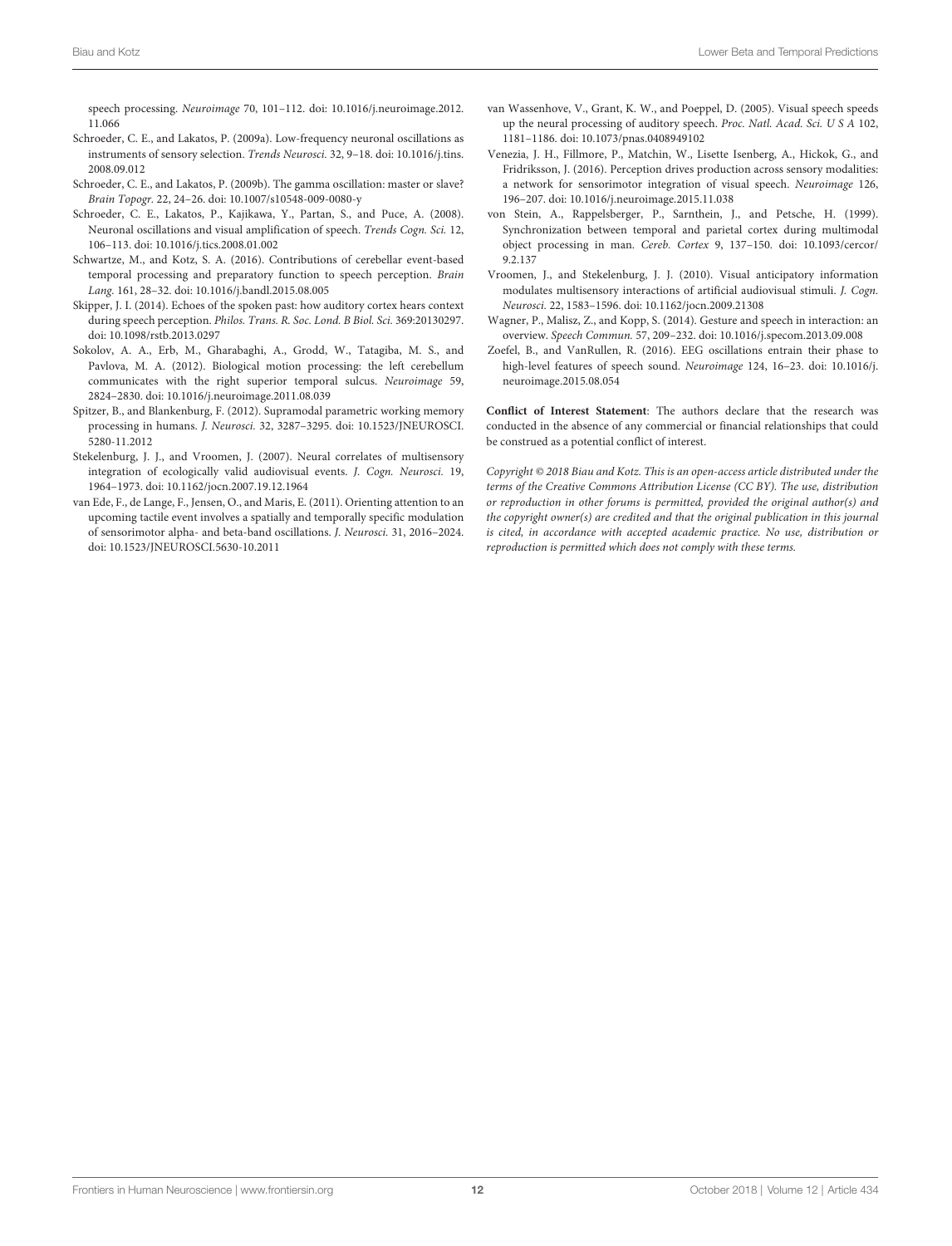speech processing. *Neuroimage* 70, 101–112. doi: 10.1016/j.neuroimage.2012.11.066

Schroeder, C. E., and Lakatos, P. (2009a). Low-frequency neuronal oscillations as instruments of sensory selection. *Trends Neurosci.* 32, 9–18. doi: 10.1016/j.tins.2008.09.012

Schroeder, C. E., and Lakatos, P. (2009b). The gamma oscillation: master or slave? *Brain Topogr.* 22, 24–26. doi: 10.1007/s10548-009-0080-y

Schroeder, C. E., Lakatos, P., Kajikawa, Y., Partan, S., and Puce, A. (2008). Neuronal oscillations and visual amplification of speech. *Trends Cogn. Sci.* 12, 106–113. doi: 10.1016/j.tics.2008.01.002

Schwartze, M., and Kotz, S. A. (2016). Contributions of cerebellar event-based temporal processing and preparatory function to speech perception. *Brain Lang.* 161, 28–32. doi: 10.1016/j.bandl.2015.08.005

Skipper, J. I. (2014). Echoes of the spoken past: how auditory cortex hears context during speech perception. *Philos. Trans. R. Soc. Lond. B Biol. Sci.* 369:20130297. doi: 10.1098/rstb.2013.0297

Sokolov, A. A., Erb, M., Gharabaghi, A., Grodd, W., Tatagiba, M. S., and Pavlova, M. A. (2012). Biological motion processing: the left cerebellum communicates with the right superior temporal sulcus. *Neuroimage* 59, 2824–2830. doi: 10.1016/j.neuroimage.2011.08.039

Spitzer, B., and Blankenburg, F. (2012). Supramodal parametric working memory processing in humans. *J. Neurosci.* 32, 3287–3295. doi: 10.1523/JNEUROSCI.5280-11.2012

Stekelenburg, J. J., and Vroomen, J. (2007). Neural correlates of multisensory integration of ecologically valid audiovisual events. *J. Cogn. Neurosci.* 19, 1964–1973. doi: 10.1162/jocn.2007.19.12.1964

van Ede, F., de Lange, F., Jensen, O., and Maris, E. (2011). Orienting attention to an upcoming tactile event involves a spatially and temporally specific modulation of sensorimotor alpha- and beta-band oscillations. *J. Neurosci.* 31, 2016–2024. doi: 10.1523/JNEUROSCI.5630-10.2011

van Wassenhove, V., Grant, K. W., and Poeppel, D. (2005). Visual speech speeds up the neural processing of auditory speech. *Proc. Natl. Acad. Sci. U S A* 102, 1181–1186. doi: 10.1073/pnas.0408949102

Venezia, J. H., Fillmore, P., Matchin, W., Lisette Isenberg, A., Hickok, G., and Fridriksson, J. (2016). Perception drives production across sensory modalities: a network for sensorimotor integration of visual speech. *Neuroimage* 126, 196–207. doi: 10.1016/j.neuroimage.2015.11.038

von Stein, A., Rappelsberger, P., Sarnthein, J., and Petsche, H. (1999). Synchronization between temporal and parietal cortex during multimodal object processing in man. *Cereb. Cortex* 9, 137–150. doi: 10.1093/cercor/9.2.137

Vroomen, J., and Stekelenburg, J. J. (2010). Visual anticipatory information modulates multisensory interactions of artificial audiovisual stimuli. *J. Cogn. Neurosci.* 22, 1583–1596. doi: 10.1162/jocn.2009.21308

Wagner, P., Malisz, Z., and Kopp, S. (2014). Gesture and speech in interaction: an overview. *Speech Commun.* 57, 209–232. doi: 10.1016/j.specom.2013.09.008

Zoefel, B., and VanRullen, R. (2016). EEG oscillations entrain their phase to high-level features of speech sound. *Neuroimage* 124, 16–23. doi: 10.1016/j.neuroimage.2015.08.054

**Conflict of Interest Statement**: The authors declare that the research was conducted in the absence of any commercial or financial relationships that could be construed as a potential conflict of interest.

*Copyright © 2018 Biau and Kotz. This is an open-access article distributed under the terms of the Creative Commons Attribution License (CC BY). The use, distribution or reproduction in other forums is permitted, provided the original author(s) and the copyright owner(s) are credited and that the original publication in this journal is cited, in accordance with accepted academic practice. No use, distribution or reproduction is permitted which does not comply with these terms.*